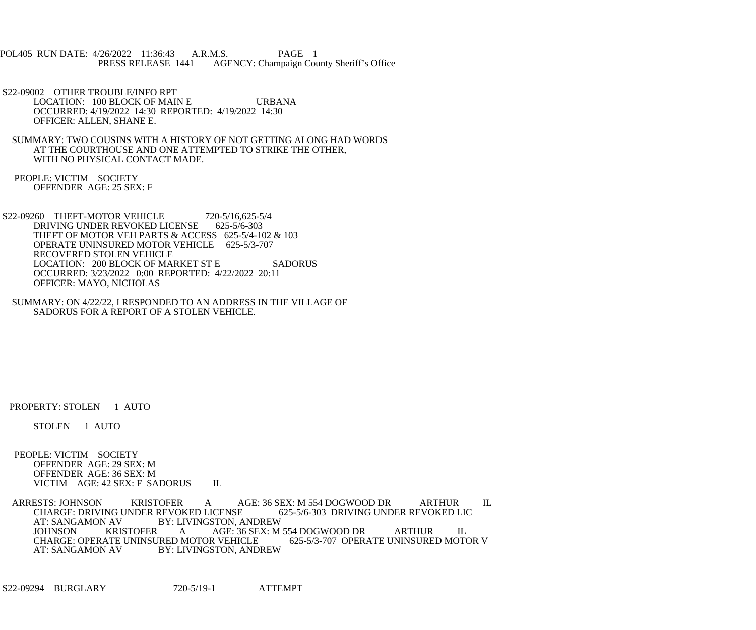POL405 RUN DATE: 4/26/2022 11:36:43 A.R.M.S. PAGE 1
PRESS RELEASE 1441 AGENCY: Champaign County Sheriff's Office

S22-09002 OTHER TROUBLE/INFO RPT
LOCATION: 100 BLOCK OF MAIN E URBANA
OCCURRED: 4/19/2022 14:30 REPORTED: 4/19/2022 14:30
OFFICER: ALLEN, SHANE E.

SUMMARY: TWO COUSINS WITH A HISTORY OF NOT GETTING ALONG HAD WORDS
AT THE COURTHOUSE AND ONE ATTEMPTED TO STRIKE THE OTHER,
WITH NO PHYSICAL CONTACT MADE.

PEOPLE: VICTIM SOCIETY
OFFENDER AGE: 25 SEX: F

S22-09260 THEFT-MOTOR VEHICLE 720-5/16,625-5/4
DRIVING UNDER REVOKED LICENSE 625-5/6-303
THEFT OF MOTOR VEH PARTS & ACCESS 625-5/4-102 & 103
OPERATE UNINSURED MOTOR VEHICLE 625-5/3-707
RECOVERED STOLEN VEHICLE
LOCATION: 200 BLOCK OF MARKET ST E SADORUS
OCCURRED: 3/23/2022 0:00 REPORTED: 4/22/2022 20:11
OFFICER: MAYO, NICHOLAS

SUMMARY: ON 4/22/22, I RESPONDED TO AN ADDRESS IN THE VILLAGE OF
SADORUS FOR A REPORT OF A STOLEN VEHICLE.

PROPERTY: STOLEN 1 AUTO

STOLEN 1 AUTO

PEOPLE: VICTIM SOCIETY
OFFENDER AGE: 29 SEX: M
OFFENDER AGE: 36 SEX: M
VICTIM AGE: 42 SEX: F SADORUS IL

ARRESTS: JOHNSON KRISTOFER A AGE: 36 SEX: M 554 DOGWOOD DR ARTHUR IL
CHARGE: DRIVING UNDER REVOKED LICENSE 625-5/6-303 DRIVING UNDER REVOKED LIC
AT: SANGAMON AV BY: LIVINGSTON, ANDREW
JOHNSON KRISTOFER A AGE: 36 SEX: M 554 DOGWOOD DR ARTHUR IL
CHARGE: OPERATE UNINSURED MOTOR VEHICLE 625-5/3-707 OPERATE UNINSURED MOTOR V
AT: SANGAMON AV BY: LIVINGSTON, ANDREW

S22-09294 BURGLARY 720-5/19-1 ATTEMPT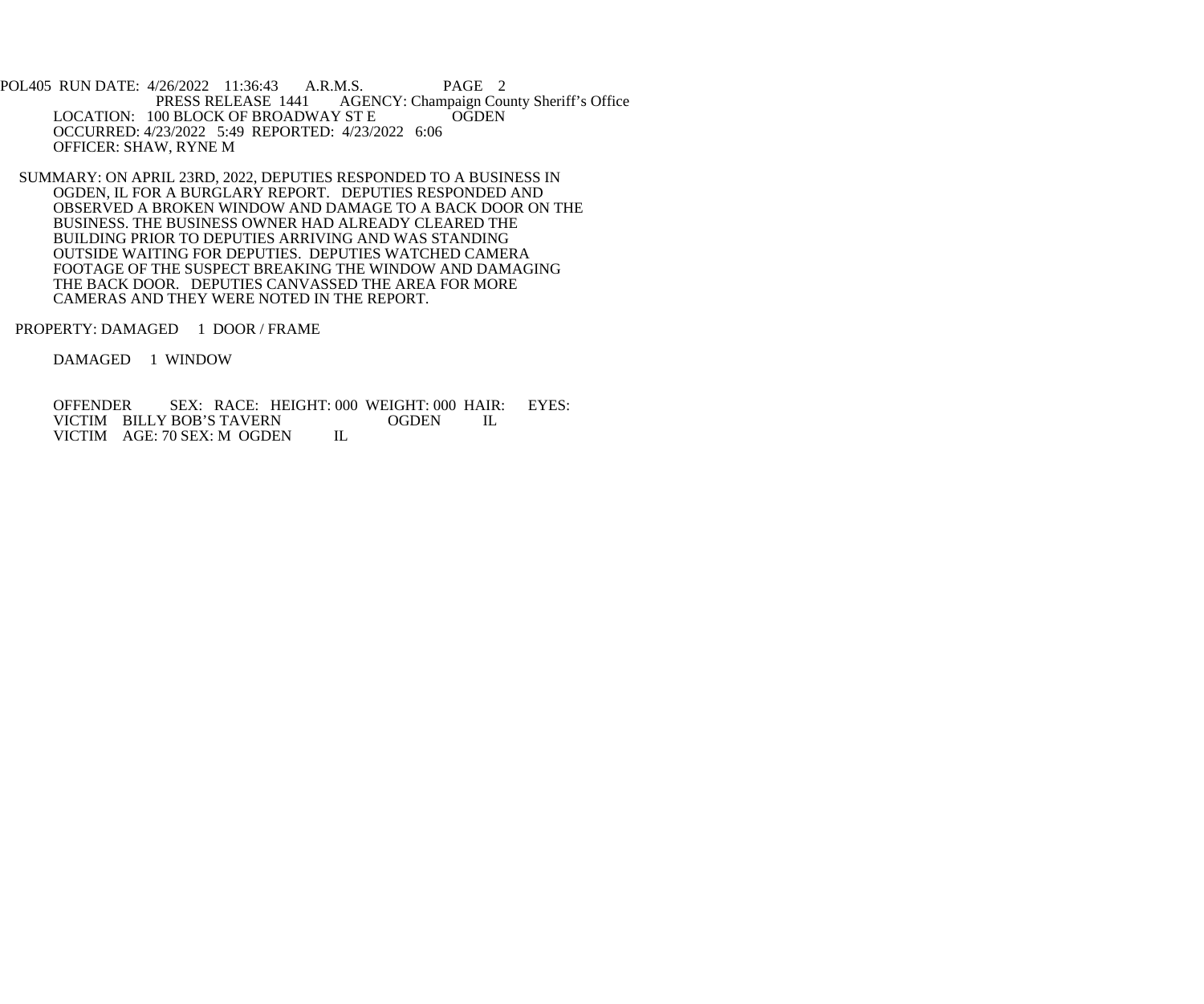POL405 RUN DATE: 4/26/2022 11:36:43 A.R.M.S.

PRESS RELEASE 1441 AGENCY: Champaign County Sheriff's Office

LOCATION: 100 BLOCK OF BROADWAY ST E OGDEN

OCCURRED: 4/23/2022 5:49 REPORTED: 4/23/2022 6:06

OFFICER: SHAW, RYNE M

SUMMARY: ON APRIL 23RD, 2022, DEPUTIES RESPONDED TO A BUSINESS IN OGDEN, IL FOR A BURGLARY REPORT. DEPUTIES RESPONDED AND OBSERVED A BROKEN WINDOW AND DAMAGE TO A BACK DOOR ON THE BUSINESS. THE BUSINESS OWNER HAD ALREADY CLEARED THE BUILDING PRIOR TO DEPUTIES ARRIVING AND WAS STANDING OUTSIDE WAITING FOR DEPUTIES. DEPUTIES WATCHED CAMERA FOOTAGE OF THE SUSPECT BREAKING THE WINDOW AND DAMAGING THE BACK DOOR. DEPUTIES CANVASSED THE AREA FOR MORE CAMERAS AND THEY WERE NOTED IN THE REPORT.

PROPERTY: DAMAGED 1 DOOR / FRAME

DAMAGED 1 WINDOW

OFFENDER SEX: RACE: HEIGHT: 000 WEIGHT: 000 HAIR: EYES:

VICTIM BILLY BOB'S TAVERN OGDEN IL

VICTIM AGE: 70 SEX: M OGDEN IL